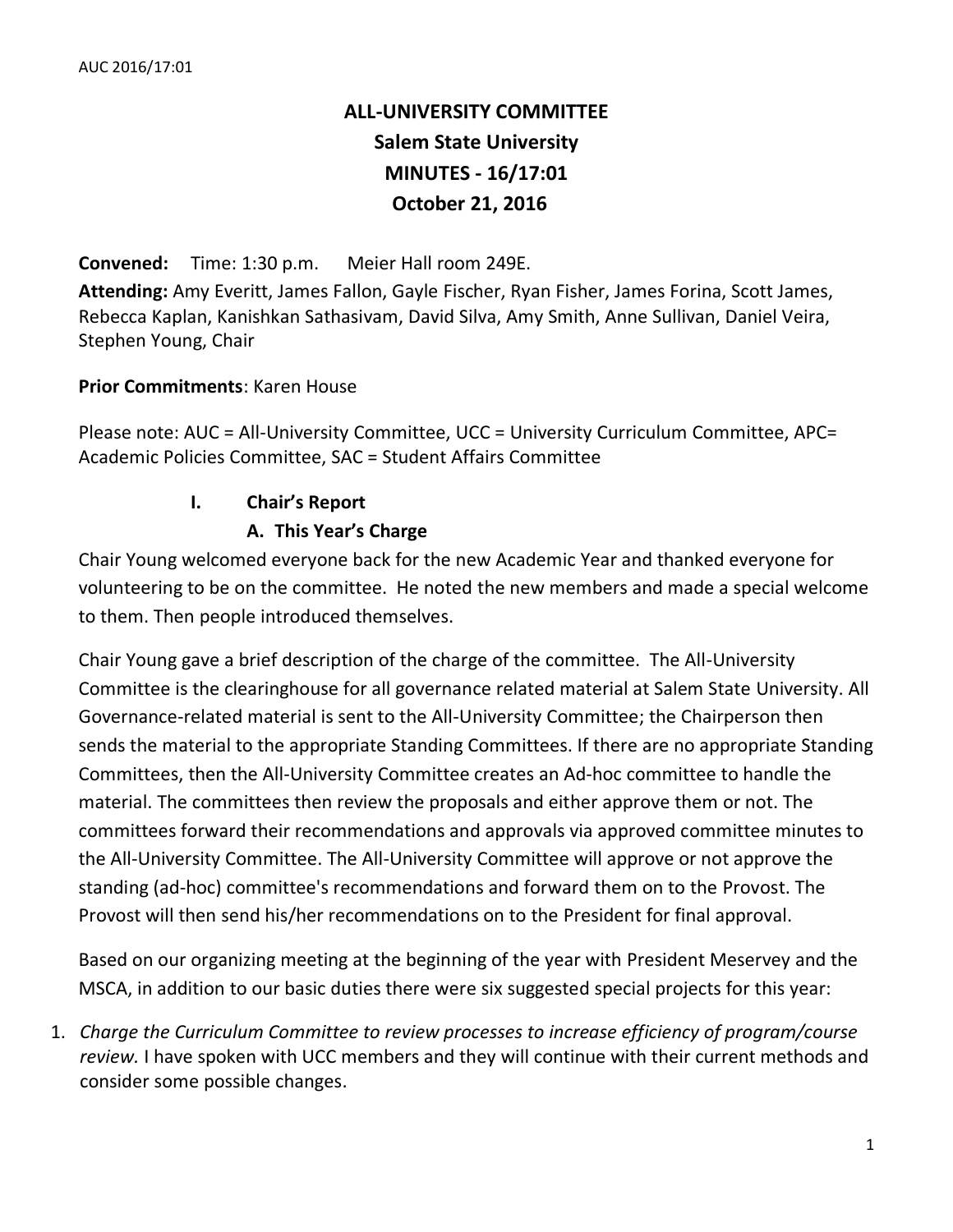AUC 2016/17:01

# ALL-UNIVERSITY COMMITTEE
# Salem State University
# MINUTES - 16/17:01
# October 21, 2016

**Convened:** Time: 1:30 p.m. Meier Hall room 249E.

**Attending:** Amy Everitt, James Fallon, Gayle Fischer, Ryan Fisher, James Forina, Scott James, Rebecca Kaplan, Kanishkan Sathasivam, David Silva, Amy Smith, Anne Sullivan, Daniel Veira, Stephen Young, Chair

**Prior Commitments**: Karen House

Please note: AUC = All-University Committee, UCC = University Curriculum Committee, APC= Academic Policies Committee, SAC = Student Affairs Committee

## I. Chair's Report

### A. This Year's Charge

Chair Young welcomed everyone back for the new Academic Year and thanked everyone for volunteering to be on the committee. He noted the new members and made a special welcome to them. Then people introduced themselves.

Chair Young gave a brief description of the charge of the committee. The All-University Committee is the clearinghouse for all governance related material at Salem State University. All Governance-related material is sent to the All-University Committee; the Chairperson then sends the material to the appropriate Standing Committees. If there are no appropriate Standing Committees, then the All-University Committee creates an Ad-hoc committee to handle the material. The committees then review the proposals and either approve them or not. The committees forward their recommendations and approvals via approved committee minutes to the All-University Committee. The All-University Committee will approve or not approve the standing (ad-hoc) committee's recommendations and forward them on to the Provost. The Provost will then send his/her recommendations on to the President for final approval.

Based on our organizing meeting at the beginning of the year with President Meservey and the MSCA, in addition to our basic duties there were six suggested special projects for this year:

1. *Charge the Curriculum Committee to review processes to increase efficiency of program/course review.* I have spoken with UCC members and they will continue with their current methods and consider some possible changes.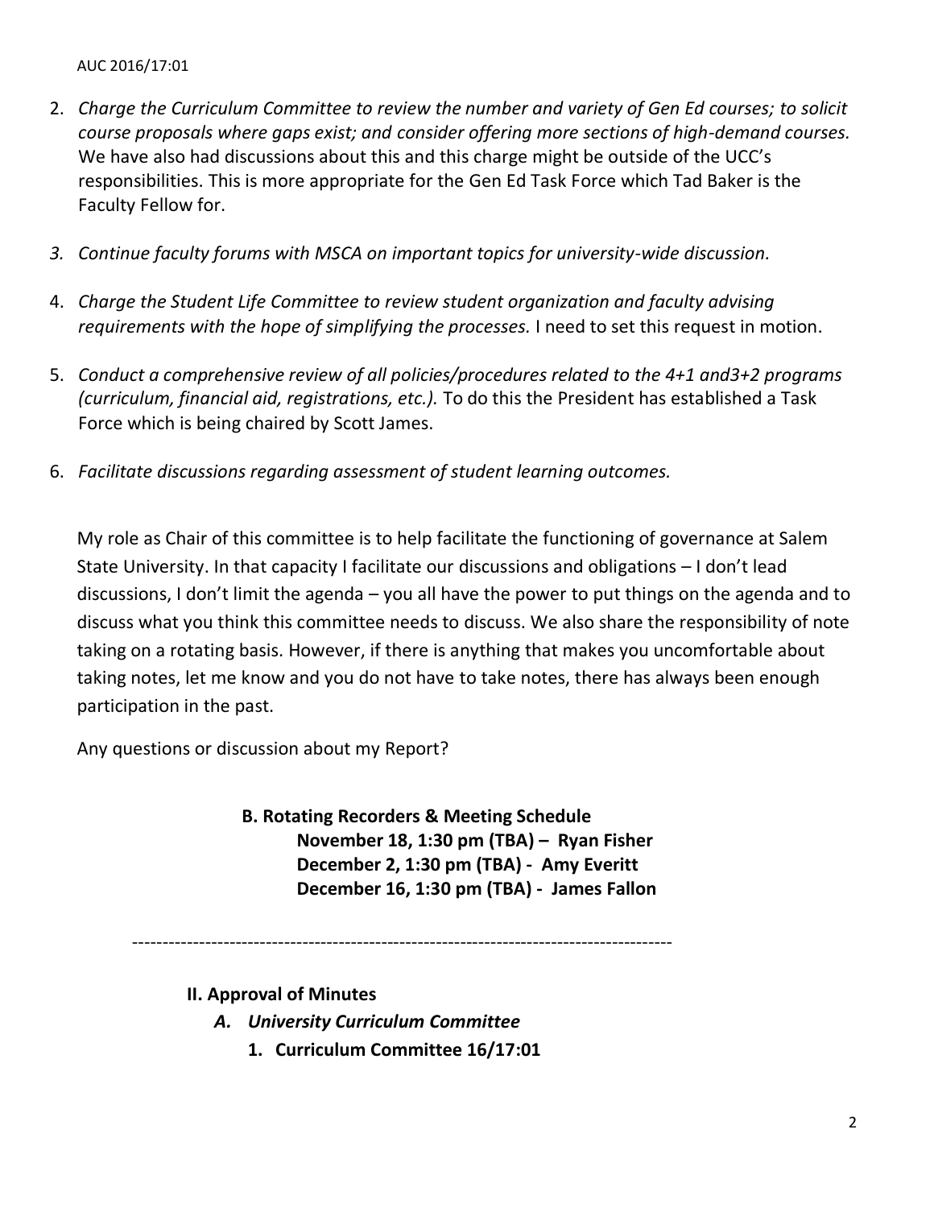2. *Charge the Curriculum Committee to review the number and variety of Gen Ed courses; to solicit course proposals where gaps exist; and consider offering more sections of high-demand courses.* We have also had discussions about this and this charge might be outside of the UCC's responsibilities. This is more appropriate for the Gen Ed Task Force which Tad Baker is the Faculty Fellow for.

3. *Continue faculty forums with MSCA on important topics for university-wide discussion.*

4. *Charge the Student Life Committee to review student organization and faculty advising requirements with the hope of simplifying the processes.* I need to set this request in motion.

5. *Conduct a comprehensive review of all policies/procedures related to the 4+1 and3+2 programs (curriculum, financial aid, registrations, etc.).* To do this the President has established a Task Force which is being chaired by Scott James.

6. *Facilitate discussions regarding assessment of student learning outcomes.*

My role as Chair of this committee is to help facilitate the functioning of governance at Salem State University. In that capacity I facilitate our discussions and obligations – I don't lead discussions, I don't limit the agenda – you all have the power to put things on the agenda and to discuss what you think this committee needs to discuss. We also share the responsibility of note taking on a rotating basis. However, if there is anything that makes you uncomfortable about taking notes, let me know and you do not have to take notes, there has always been enough participation in the past.

Any questions or discussion about my Report?

**B. Rotating Recorders & Meeting Schedule**

**November 18, 1:30 pm (TBA) – Ryan Fisher**
**December 2, 1:30 pm (TBA) - Amy Everitt**
**December 16, 1:30 pm (TBA) - James Fallon**

---

**II. Approval of Minutes**

***A. University Curriculum Committee***

**1. Curriculum Committee 16/17:01**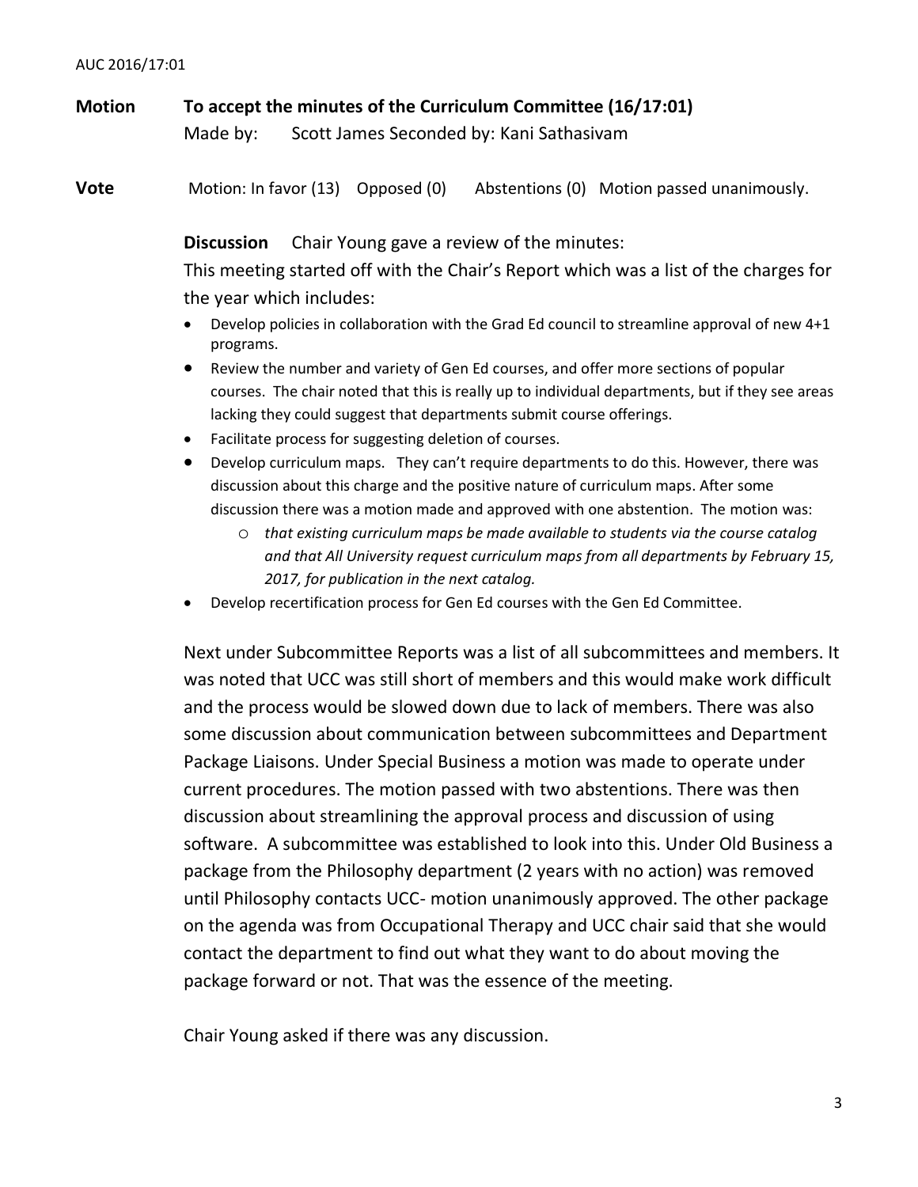**Motion** **To accept the minutes of the Curriculum Committee (16/17:01)**
Made by: Scott James Seconded by: Kani Sathasivam

**Vote** Motion: In favor (13) Opposed (0) Abstentions (0) Motion passed unanimously.

**Discussion** Chair Young gave a review of the minutes:

This meeting started off with the Chair's Report which was a list of the charges for the year which includes:

- Develop policies in collaboration with the Grad Ed council to streamline approval of new 4+1 programs.
- Review the number and variety of Gen Ed courses, and offer more sections of popular courses. The chair noted that this is really up to individual departments, but if they see areas lacking they could suggest that departments submit course offerings.
- Facilitate process for suggesting deletion of courses.
- Develop curriculum maps. They can't require departments to do this. However, there was discussion about this charge and the positive nature of curriculum maps. After some discussion there was a motion made and approved with one abstention. The motion was:
  - *that existing curriculum maps be made available to students via the course catalog and that All University request curriculum maps from all departments by February 15, 2017, for publication in the next catalog.*
- Develop recertification process for Gen Ed courses with the Gen Ed Committee.

Next under Subcommittee Reports was a list of all subcommittees and members. It was noted that UCC was still short of members and this would make work difficult and the process would be slowed down due to lack of members. There was also some discussion about communication between subcommittees and Department Package Liaisons. Under Special Business a motion was made to operate under current procedures. The motion passed with two abstentions. There was then discussion about streamlining the approval process and discussion of using software. A subcommittee was established to look into this. Under Old Business a package from the Philosophy department (2 years with no action) was removed until Philosophy contacts UCC- motion unanimously approved. The other package on the agenda was from Occupational Therapy and UCC chair said that she would contact the department to find out what they want to do about moving the package forward or not. That was the essence of the meeting.

Chair Young asked if there was any discussion.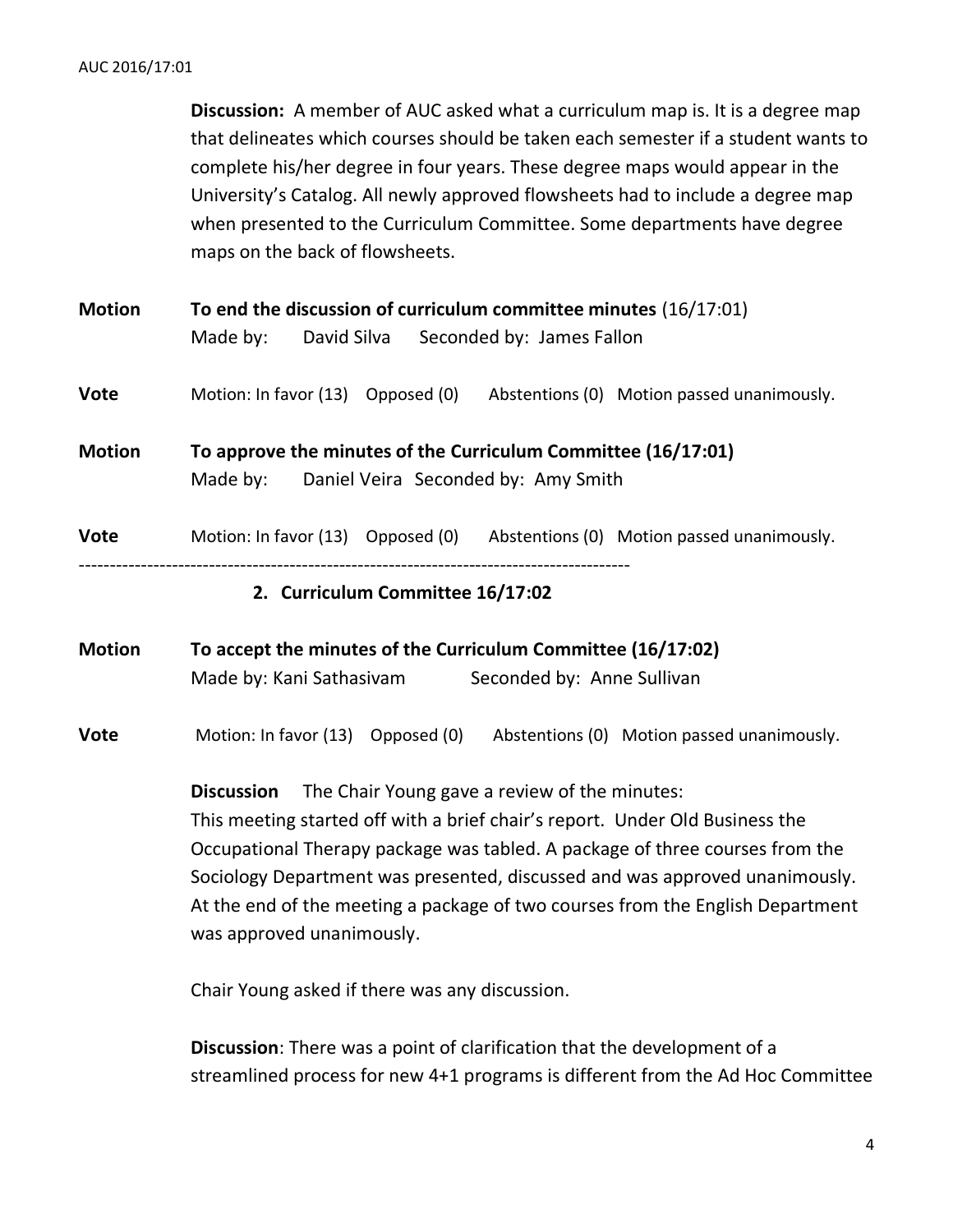**Discussion:** A member of AUC asked what a curriculum map is. It is a degree map that delineates which courses should be taken each semester if a student wants to complete his/her degree in four years. These degree maps would appear in the University's Catalog. All newly approved flowsheets had to include a degree map when presented to the Curriculum Committee. Some departments have degree maps on the back of flowsheets.

**Motion** **To end the discussion of curriculum committee minutes** (16/17:01)
Made by: David Silva Seconded by: James Fallon

**Vote** Motion: In favor (13) Opposed (0) Abstentions (0) Motion passed unanimously.

**Motion** **To approve the minutes of the Curriculum Committee (16/17:01)**
Made by: Daniel Veira Seconded by: Amy Smith

**Vote** Motion: In favor (13) Opposed (0) Abstentions (0) Motion passed unanimously.

---

**2. Curriculum Committee 16/17:02**

**Motion** **To accept the minutes of the Curriculum Committee (16/17:02)**
Made by: Kani Sathasivam Seconded by: Anne Sullivan

**Vote** Motion: In favor (13) Opposed (0) Abstentions (0) Motion passed unanimously.

**Discussion** The Chair Young gave a review of the minutes:
This meeting started off with a brief chair's report. Under Old Business the Occupational Therapy package was tabled. A package of three courses from the Sociology Department was presented, discussed and was approved unanimously. At the end of the meeting a package of two courses from the English Department was approved unanimously.

Chair Young asked if there was any discussion.

**Discussion**: There was a point of clarification that the development of a streamlined process for new 4+1 programs is different from the Ad Hoc Committee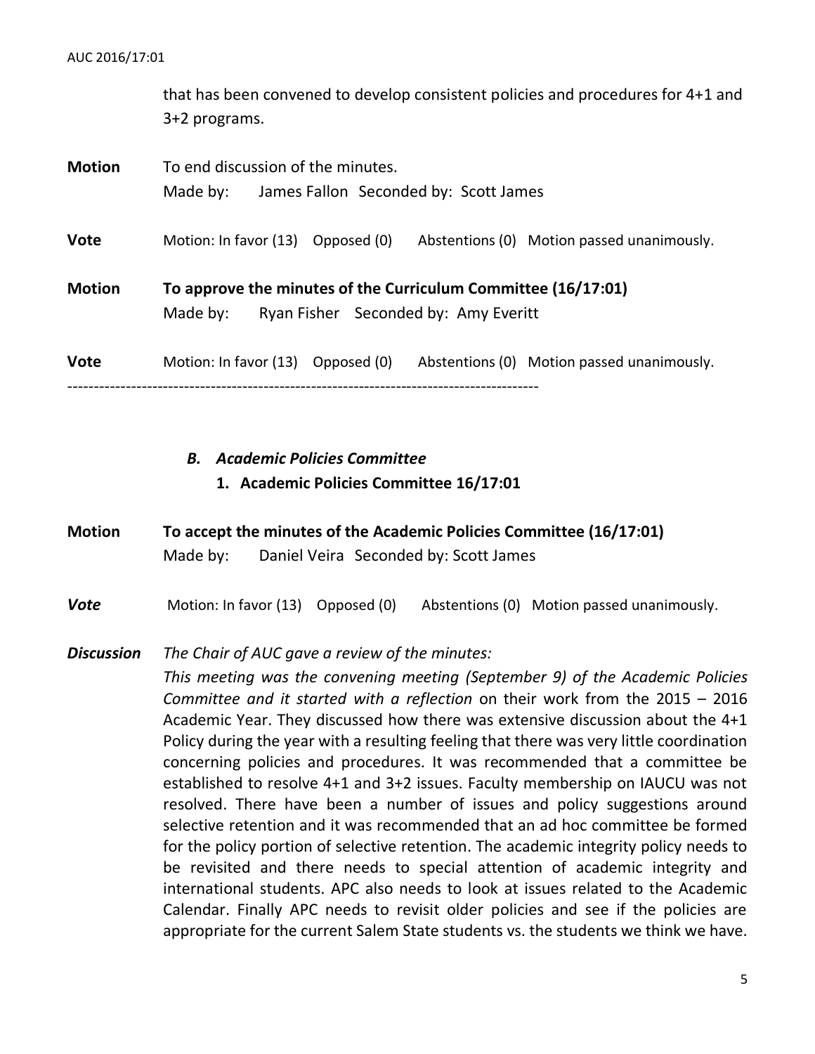that has been convened to develop consistent policies and procedures for 4+1 and 3+2 programs.

**Motion** To end discussion of the minutes.
Made by: James Fallon Seconded by: Scott James

**Vote** Motion: In favor (13) Opposed (0) Abstentions (0) Motion passed unanimously.

**Motion** **To approve the minutes of the Curriculum Committee (16/17:01)**
Made by: Ryan Fisher Seconded by: Amy Everitt

**Vote** Motion: In favor (13) Opposed (0) Abstentions (0) Motion passed unanimously.

-----------------------------------------------------------------------------------------

***B. Academic Policies Committee***

**1. Academic Policies Committee 16/17:01**

**Motion** **To accept the minutes of the Academic Policies Committee (16/17:01)**
Made by: Daniel Veira Seconded by: Scott James

***Vote*** Motion: In favor (13) Opposed (0) Abstentions (0) Motion passed unanimously.

***Discussion*** *The Chair of AUC gave a review of the minutes:*
*This meeting was the convening meeting (September 9) of the Academic Policies Committee and it started with a reflection* on their work from the 2015 – 2016 Academic Year. They discussed how there was extensive discussion about the 4+1 Policy during the year with a resulting feeling that there was very little coordination concerning policies and procedures. It was recommended that a committee be established to resolve 4+1 and 3+2 issues. Faculty membership on IAUCU was not resolved. There have been a number of issues and policy suggestions around selective retention and it was recommended that an ad hoc committee be formed for the policy portion of selective retention. The academic integrity policy needs to be revisited and there needs to special attention of academic integrity and international students. APC also needs to look at issues related to the Academic Calendar. Finally APC needs to revisit older policies and see if the policies are appropriate for the current Salem State students vs. the students we think we have.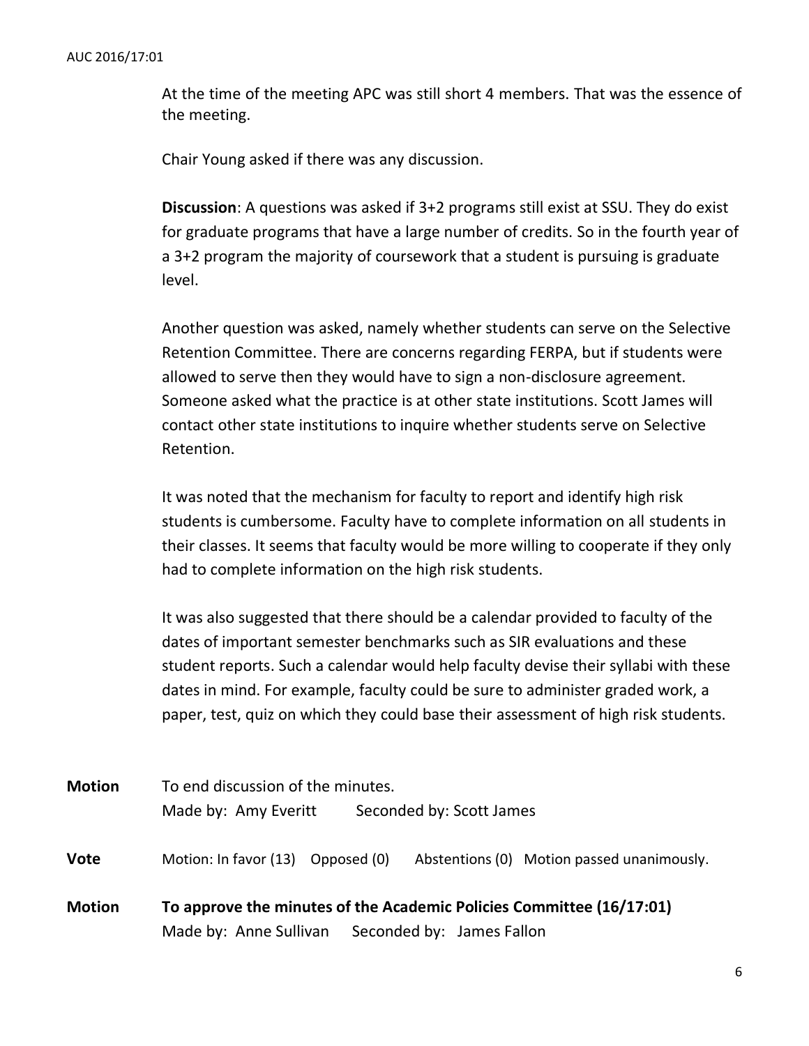At the time of the meeting APC was still short 4 members. That was the essence of the meeting.

Chair Young asked if there was any discussion.

**Discussion**: A questions was asked if 3+2 programs still exist at SSU. They do exist for graduate programs that have a large number of credits. So in the fourth year of a 3+2 program the majority of coursework that a student is pursuing is graduate level.

Another question was asked, namely whether students can serve on the Selective Retention Committee. There are concerns regarding FERPA, but if students were allowed to serve then they would have to sign a non-disclosure agreement. Someone asked what the practice is at other state institutions. Scott James will contact other state institutions to inquire whether students serve on Selective Retention.

It was noted that the mechanism for faculty to report and identify high risk students is cumbersome. Faculty have to complete information on all students in their classes. It seems that faculty would be more willing to cooperate if they only had to complete information on the high risk students.

It was also suggested that there should be a calendar provided to faculty of the dates of important semester benchmarks such as SIR evaluations and these student reports. Such a calendar would help faculty devise their syllabi with these dates in mind. For example, faculty could be sure to administer graded work, a paper, test, quiz on which they could base their assessment of high risk students.

**Motion** To end discussion of the minutes.
Made by: Amy Everitt Seconded by: Scott James

**Vote** Motion: In favor (13) Opposed (0) Abstentions (0) Motion passed unanimously.

**Motion** **To approve the minutes of the Academic Policies Committee (16/17:01)**
Made by: Anne Sullivan Seconded by: James Fallon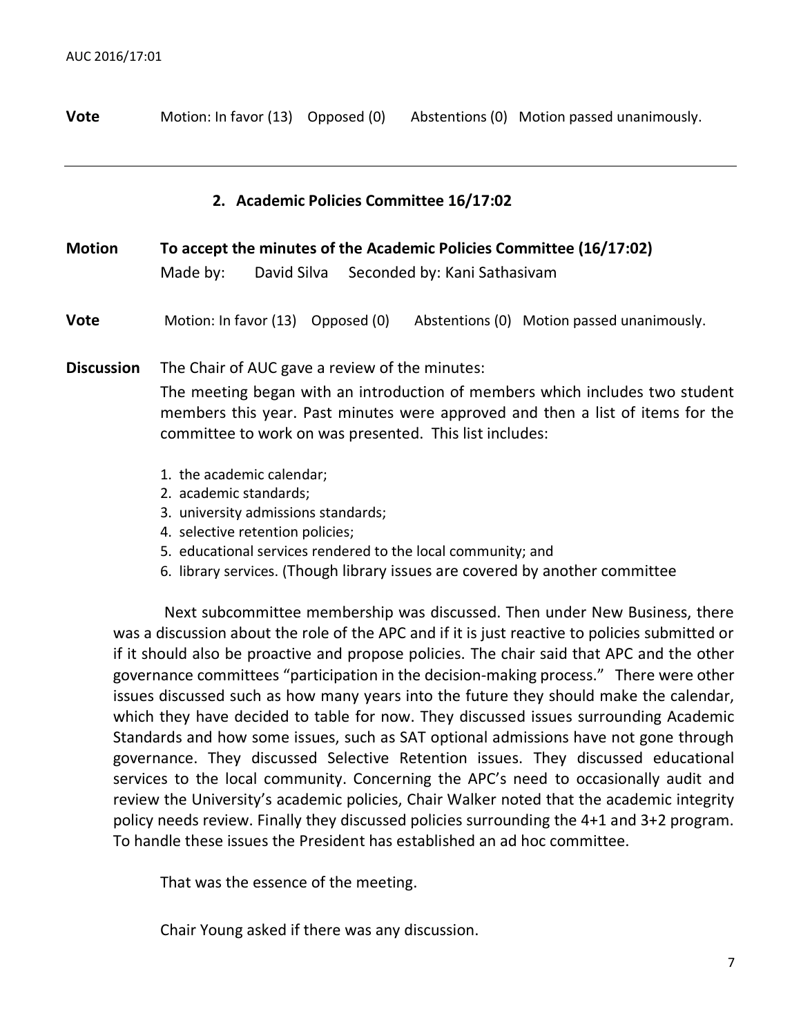**Vote** Motion: In favor (13) Opposed (0) Abstentions (0) Motion passed unanimously.

---

## 2. Academic Policies Committee 16/17:02

**Motion** **To accept the minutes of the Academic Policies Committee (16/17:02)**
Made by: David Silva Seconded by: Kani Sathasivam

**Vote** Motion: In favor (13) Opposed (0) Abstentions (0) Motion passed unanimously.

**Discussion** The Chair of AUC gave a review of the minutes:

The meeting began with an introduction of members which includes two student members this year. Past minutes were approved and then a list of items for the committee to work on was presented. This list includes:

1. the academic calendar;
2. academic standards;
3. university admissions standards;
4. selective retention policies;
5. educational services rendered to the local community; and
6. library services. (Though library issues are covered by another committee

Next subcommittee membership was discussed. Then under New Business, there was a discussion about the role of the APC and if it is just reactive to policies submitted or if it should also be proactive and propose policies. The chair said that APC and the other governance committees "participation in the decision-making process." There were other issues discussed such as how many years into the future they should make the calendar, which they have decided to table for now. They discussed issues surrounding Academic Standards and how some issues, such as SAT optional admissions have not gone through governance. They discussed Selective Retention issues. They discussed educational services to the local community. Concerning the APC's need to occasionally audit and review the University's academic policies, Chair Walker noted that the academic integrity policy needs review. Finally they discussed policies surrounding the 4+1 and 3+2 program. To handle these issues the President has established an ad hoc committee.

That was the essence of the meeting.

Chair Young asked if there was any discussion.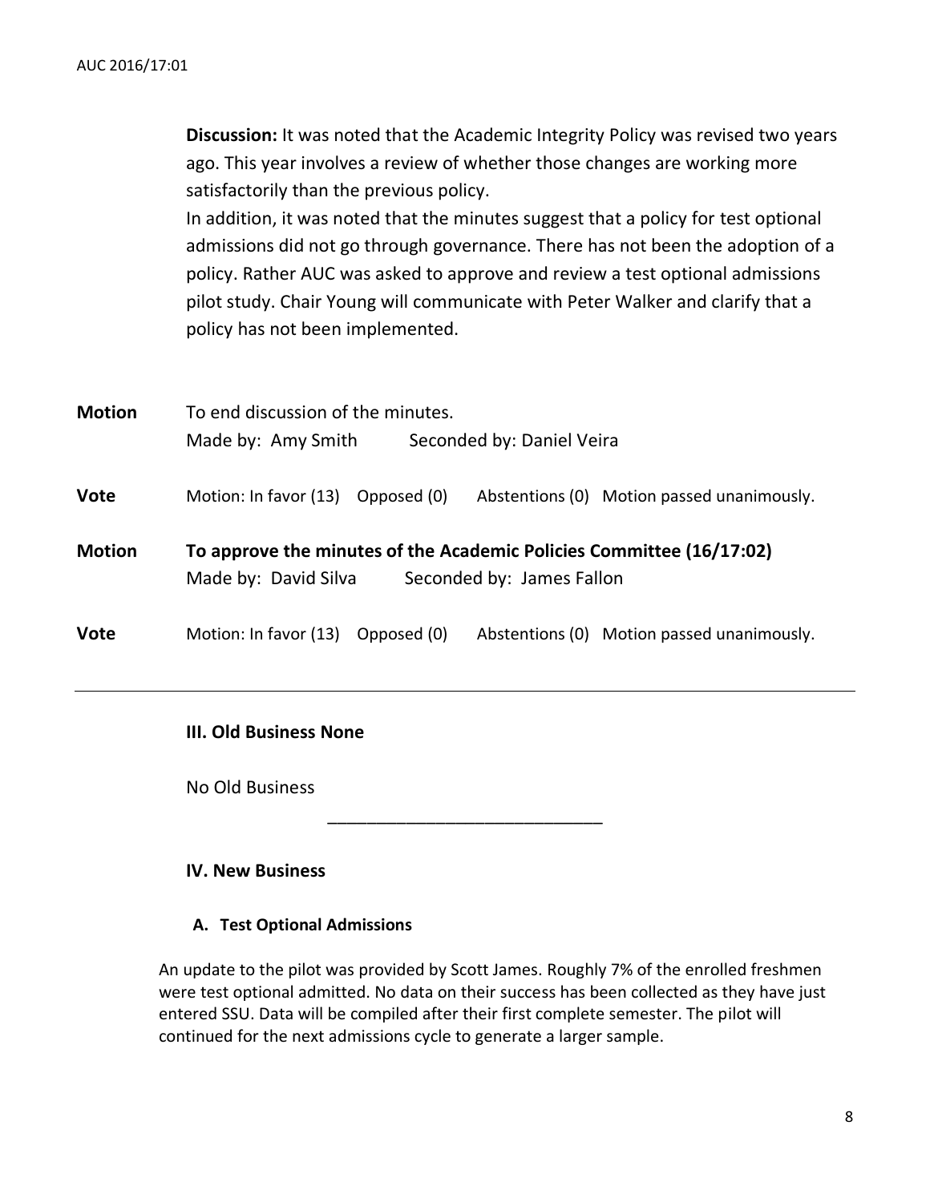**Discussion:** It was noted that the Academic Integrity Policy was revised two years ago. This year involves a review of whether those changes are working more satisfactorily than the previous policy.

In addition, it was noted that the minutes suggest that a policy for test optional admissions did not go through governance. There has not been the adoption of a policy. Rather AUC was asked to approve and review a test optional admissions pilot study. Chair Young will communicate with Peter Walker and clarify that a policy has not been implemented.

**Motion** To end discussion of the minutes.
Made by: Amy Smith Seconded by: Daniel Veira

**Vote** Motion: In favor (13) Opposed (0) Abstentions (0) Motion passed unanimously.

**Motion** **To approve the minutes of the Academic Policies Committee (16/17:02)**
Made by: David Silva Seconded by: James Fallon

**Vote** Motion: In favor (13) Opposed (0) Abstentions (0) Motion passed unanimously.

---

### III. Old Business None

No Old Business

---

### IV. New Business

#### A. Test Optional Admissions

An update to the pilot was provided by Scott James. Roughly 7% of the enrolled freshmen were test optional admitted. No data on their success has been collected as they have just entered SSU. Data will be compiled after their first complete semester. The pilot will continued for the next admissions cycle to generate a larger sample.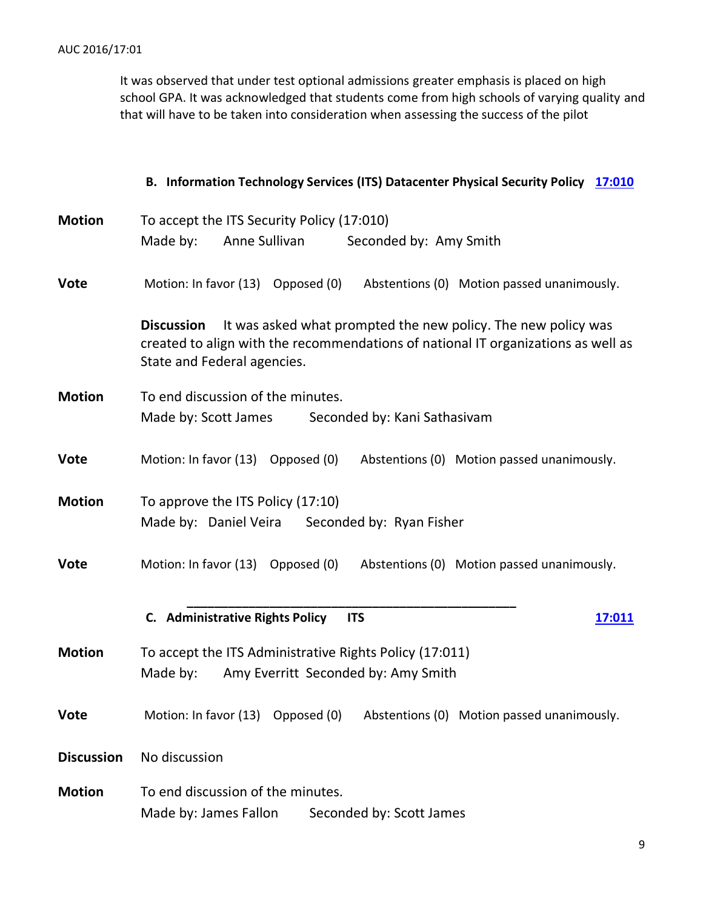It was observed that under test optional admissions greater emphasis is placed on high school GPA. It was acknowledged that students come from high schools of varying quality and that will have to be taken into consideration when assessing the success of the pilot

**B. Information Technology Services (ITS) Datacenter Physical Security Policy 17:010**

**Motion** To accept the ITS Security Policy (17:010)
Made by: Anne Sullivan Seconded by: Amy Smith

**Vote** Motion: In favor (13) Opposed (0) Abstentions (0) Motion passed unanimously.

**Discussion** It was asked what prompted the new policy. The new policy was created to align with the recommendations of national IT organizations as well as State and Federal agencies.

**Motion** To end discussion of the minutes.
Made by: Scott James Seconded by: Kani Sathasivam

**Vote** Motion: In favor (13) Opposed (0) Abstentions (0) Motion passed unanimously.

**Motion** To approve the ITS Policy (17:10)
Made by: Daniel Veira Seconded by: Ryan Fisher

**Vote** Motion: In favor (13) Opposed (0) Abstentions (0) Motion passed unanimously.

---

**C. Administrative Rights Policy ITS 17:011**

**Motion** To accept the ITS Administrative Rights Policy (17:011)
Made by: Amy Everritt Seconded by: Amy Smith

**Vote** Motion: In favor (13) Opposed (0) Abstentions (0) Motion passed unanimously.

**Discussion** No discussion

**Motion** To end discussion of the minutes.
Made by: James Fallon Seconded by: Scott James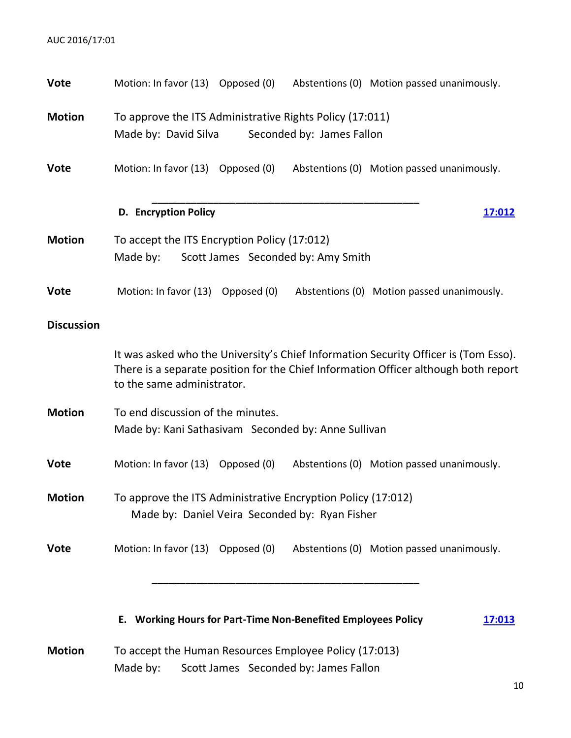**Vote** Motion: In favor (13) Opposed (0) Abstentions (0) Motion passed unanimously.

**Motion** To approve the ITS Administrative Rights Policy (17:011)
Made by: David Silva Seconded by: James Fallon

**Vote** Motion: In favor (13) Opposed (0) Abstentions (0) Motion passed unanimously.

---

**D. Encryption Policy** **17:012**

**Motion** To accept the ITS Encryption Policy (17:012)
Made by: Scott James Seconded by: Amy Smith

**Vote** Motion: In favor (13) Opposed (0) Abstentions (0) Motion passed unanimously.

**Discussion**

It was asked who the University's Chief Information Security Officer is (Tom Esso). There is a separate position for the Chief Information Officer although both report to the same administrator.

**Motion** To end discussion of the minutes.
Made by: Kani Sathasivam Seconded by: Anne Sullivan

**Vote** Motion: In favor (13) Opposed (0) Abstentions (0) Motion passed unanimously.

**Motion** To approve the ITS Administrative Encryption Policy (17:012)
Made by: Daniel Veira Seconded by: Ryan Fisher

**Vote** Motion: In favor (13) Opposed (0) Abstentions (0) Motion passed unanimously.

---

**E. Working Hours for Part-Time Non-Benefited Employees Policy** **17:013**

**Motion** To accept the Human Resources Employee Policy (17:013)
Made by: Scott James Seconded by: James Fallon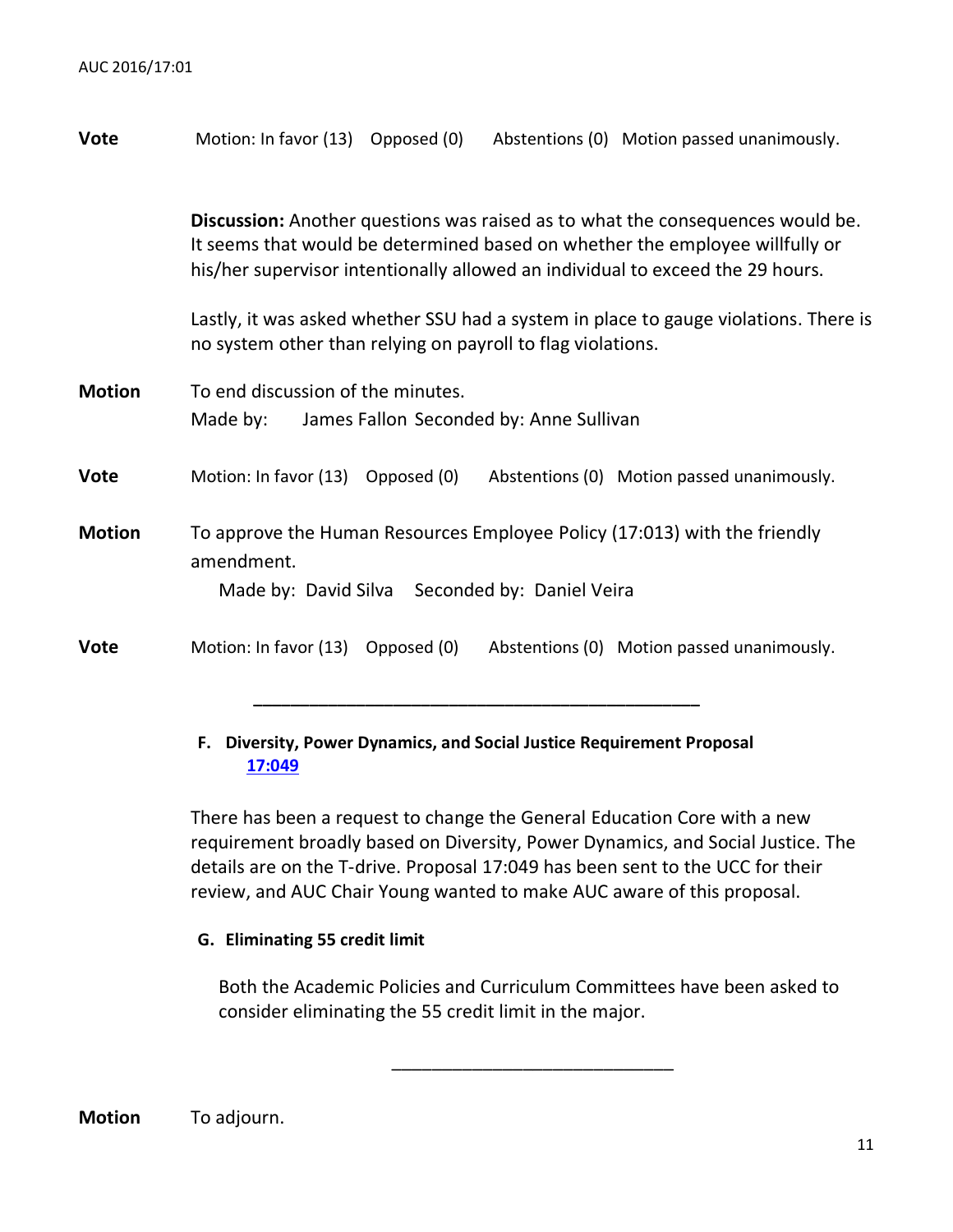**Vote** Motion: In favor (13) Opposed (0) Abstentions (0) Motion passed unanimously.

**Discussion:** Another questions was raised as to what the consequences would be. It seems that would be determined based on whether the employee willfully or his/her supervisor intentionally allowed an individual to exceed the 29 hours.

Lastly, it was asked whether SSU had a system in place to gauge violations. There is no system other than relying on payroll to flag violations.

**Motion** To end discussion of the minutes.
Made by: James Fallon Seconded by: Anne Sullivan

**Vote** Motion: In favor (13) Opposed (0) Abstentions (0) Motion passed unanimously.

**Motion** To approve the Human Resources Employee Policy (17:013) with the friendly amendment.
Made by: David Silva Seconded by: Daniel Veira

**Vote** Motion: In favor (13) Opposed (0) Abstentions (0) Motion passed unanimously.

---

**F. Diversity, Power Dynamics, and Social Justice Requirement Proposal 17:049**

There has been a request to change the General Education Core with a new requirement broadly based on Diversity, Power Dynamics, and Social Justice. The details are on the T-drive. Proposal 17:049 has been sent to the UCC for their review, and AUC Chair Young wanted to make AUC aware of this proposal.

**G. Eliminating 55 credit limit**

Both the Academic Policies and Curriculum Committees have been asked to consider eliminating the 55 credit limit in the major.

---

**Motion** To adjourn.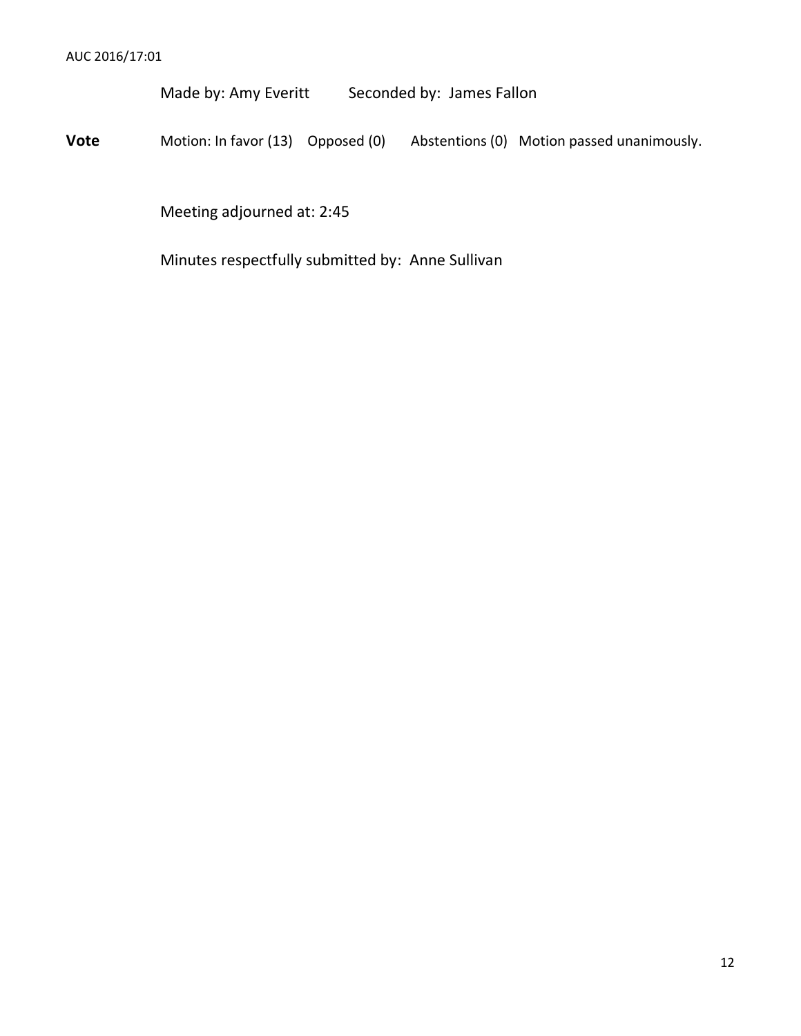Made by: Amy Everitt    Seconded by: James Fallon

**Vote**    Motion: In favor (13)  Opposed (0)  Abstentions (0)  Motion passed unanimously.

Meeting adjourned at: 2:45

Minutes respectfully submitted by: Anne Sullivan